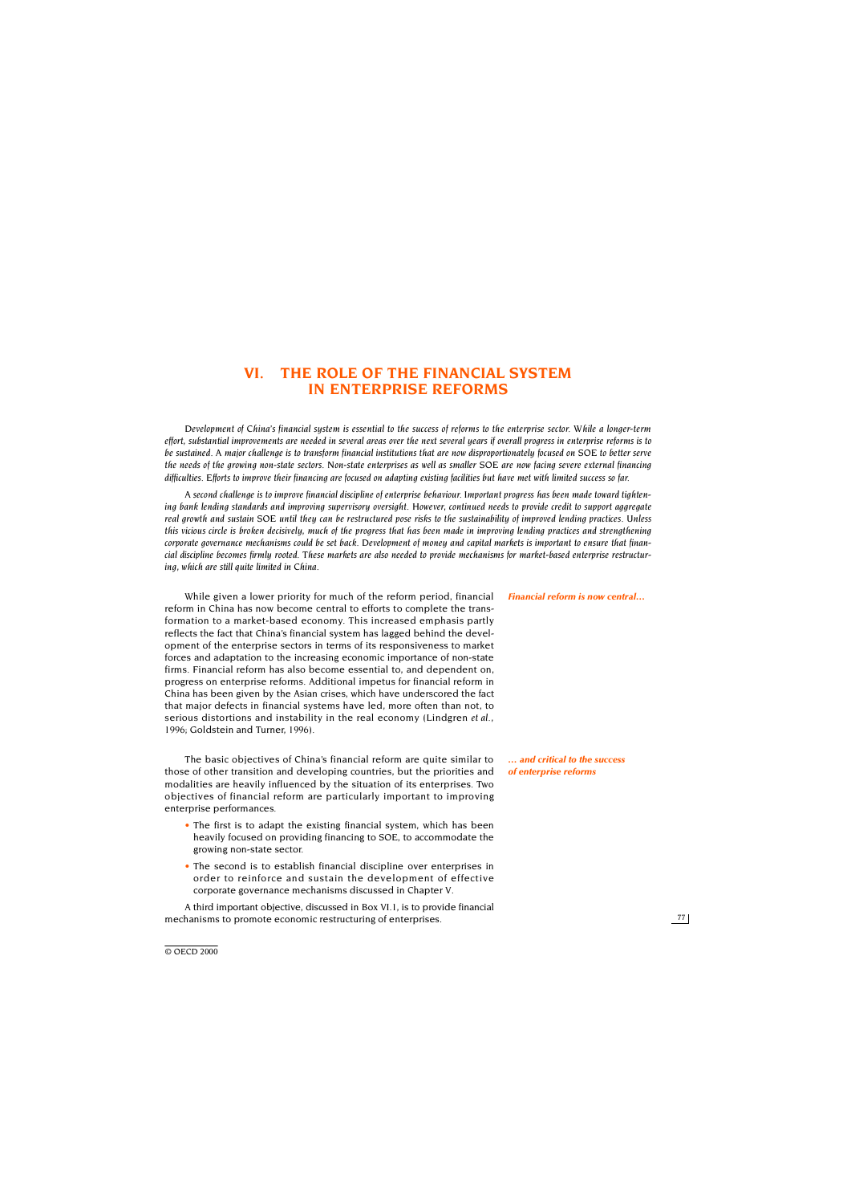# VI. THE ROLE OF THE FINANCIAL SYSTEM IN ENTERPRISE REFORMS

*Development of China's financial system is essential to the success of reforms to the enterprise sector. While a longer-term effort, substantial improvements are needed in several areas over the next several years if overall progress in enterprise reforms is to be sustained. A major challenge is to transform financial institutions that are now disproportionately focused on SOE to better serve the needs of the growing non-state sectors. Non-state enterprises as well as smaller SOE are now facing severe external financing difficulties. Efforts to improve their financing are focused on adapting existing facilities but have met with limited success so far.*

*A second challenge is to improve financial discipline of enterprise behaviour. Important progress has been made toward tightening bank lending standards and improving supervisory oversight. However, continued needs to provide credit to support aggregate real growth and sustain SOE until they can be restructured pose risks to the sustainability of improved lending practices. Unless this vicious circle is broken decisively, much of the progress that has been made in improving lending practices and strengthening corporate governance mechanisms could be set back. Development of money and capital markets is important to ensure that financial discipline becomes firmly rooted. These markets are also needed to provide mechanisms for market-based enterprise restructuring, which are still quite limited in China.*

***Financial reform is now central…***

While given a lower priority for much of the reform period, financial reform in China has now become central to efforts to complete the transformation to a market-based economy. This increased emphasis partly reflects the fact that China's financial system has lagged behind the development of the enterprise sectors in terms of its responsiveness to market forces and adaptation to the increasing economic importance of non-state firms. Financial reform has also become essential to, and dependent on, progress on enterprise reforms. Additional impetus for financial reform in China has been given by the Asian crises, which have underscored the fact that major defects in financial systems have led, more often than not, to serious distortions and instability in the real economy (Lindgren *et al.*, 1996; Goldstein and Turner, 1996).

***… and critical to the success of enterprise reforms***

The basic objectives of China's financial reform are quite similar to those of other transition and developing countries, but the priorities and modalities are heavily influenced by the situation of its enterprises. Two objectives of financial reform are particularly important to improving enterprise performances.

- The first is to adapt the existing financial system, which has been heavily focused on providing financing to SOE, to accommodate the growing non-state sector.
- The second is to establish financial discipline over enterprises in order to reinforce and sustain the development of effective corporate governance mechanisms discussed in Chapter V.

A third important objective, discussed in Box VI.1, is to provide financial mechanisms to promote economic restructuring of enterprises.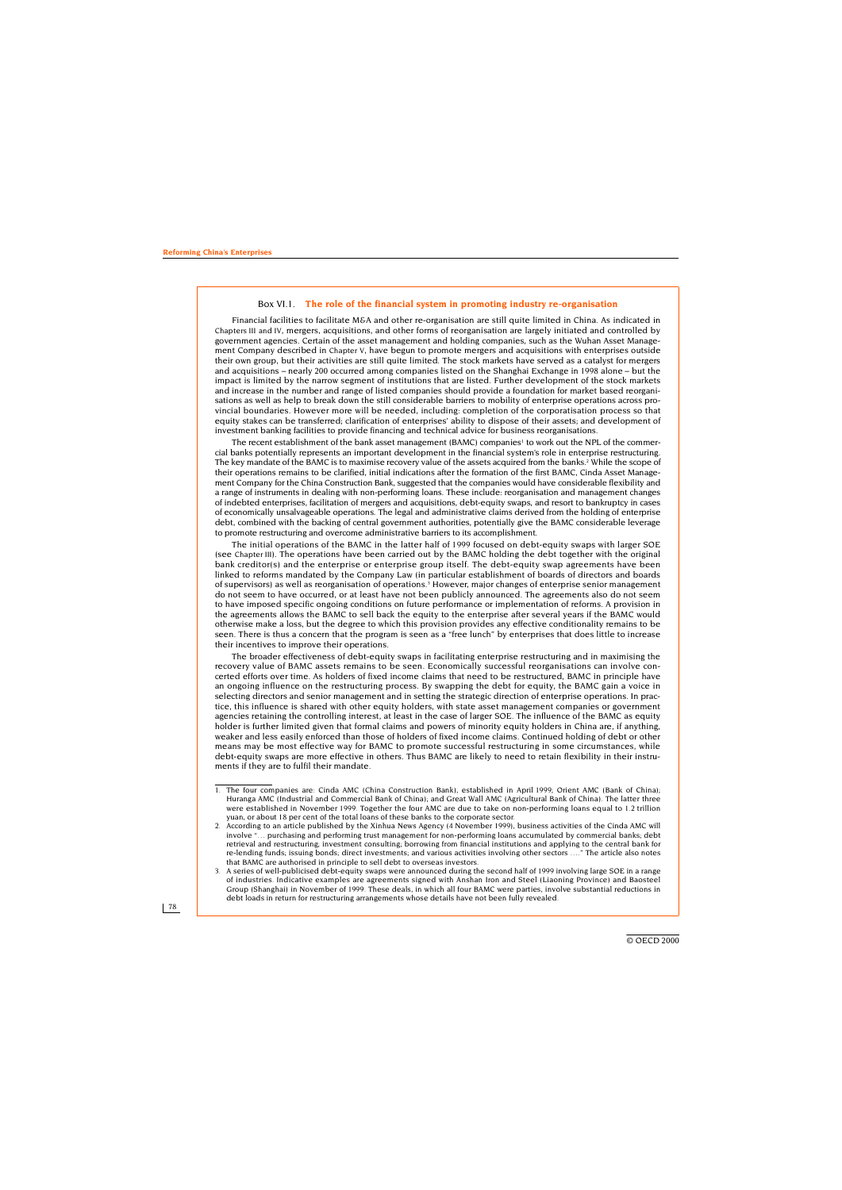### Box VI.1. The role of the financial system in promoting industry re-organisation

Financial facilities to facilitate M&A and other re-organisation are still quite limited in China. As indicated in Chapters III and IV, mergers, acquisitions, and other forms of reorganisation are largely initiated and controlled by government agencies. Certain of the asset management and holding companies, such as the Wuhan Asset Management Company described in Chapter V, have begun to promote mergers and acquisitions with enterprises outside their own group, but their activities are still quite limited. The stock markets have served as a catalyst for mergers and acquisitions – nearly 200 occurred among companies listed on the Shanghai Exchange in 1998 alone – but the impact is limited by the narrow segment of institutions that are listed. Further development of the stock markets and increase in the number and range of listed companies should provide a foundation for market based reorganisations as well as help to break down the still considerable barriers to mobility of enterprise operations across provincial boundaries. However more will be needed, including: completion of the corporatisation process so that equity stakes can be transferred; clarification of enterprises' ability to dispose of their assets; and development of investment banking facilities to provide financing and technical advice for business reorganisations.

The recent establishment of the bank asset management (BAMC) companies[1] to work out the NPL of the commercial banks potentially represents an important development in the financial system's role in enterprise restructuring. The key mandate of the BAMC is to maximise recovery value of the assets acquired from the banks.[2] While the scope of their operations remains to be clarified, initial indications after the formation of the first BAMC, Cinda Asset Management Company for the China Construction Bank, suggested that the companies would have considerable flexibility and a range of instruments in dealing with non-performing loans. These include: reorganisation and management changes of indebted enterprises, facilitation of mergers and acquisitions, debt-equity swaps, and resort to bankruptcy in cases of economically unsalvageable operations. The legal and administrative claims derived from the holding of enterprise debt, combined with the backing of central government authorities, potentially give the BAMC considerable leverage to promote restructuring and overcome administrative barriers to its accomplishment.

The initial operations of the BAMC in the latter half of 1999 focused on debt-equity swaps with larger SOE (see Chapter III). The operations have been carried out by the BAMC holding the debt together with the original bank creditor(s) and the enterprise or enterprise group itself. The debt-equity swap agreements have been linked to reforms mandated by the Company Law (in particular establishment of boards of directors and boards of supervisors) as well as reorganisation of operations.[3] However, major changes of enterprise senior management do not seem to have occurred, or at least have not been publicly announced. The agreements also do not seem to have imposed specific ongoing conditions on future performance or implementation of reforms. A provision in the agreements allows the BAMC to sell back the equity to the enterprise after several years if the BAMC would otherwise make a loss, but the degree to which this provision provides any effective conditionality remains to be seen. There is thus a concern that the program is seen as a "free lunch" by enterprises that does little to increase their incentives to improve their operations.

The broader effectiveness of debt-equity swaps in facilitating enterprise restructuring and in maximising the recovery value of BAMC assets remains to be seen. Economically successful reorganisations can involve concerted efforts over time. As holders of fixed income claims that need to be restructured, BAMC in principle have an ongoing influence on the restructuring process. By swapping the debt for equity, the BAMC gain a voice in selecting directors and senior management and in setting the strategic direction of enterprise operations. In practice, this influence is shared with other equity holders, with state asset management companies or government agencies retaining the controlling interest, at least in the case of larger SOE. The influence of the BAMC as equity holder is further limited given that formal claims and powers of minority equity holders in China are, if anything, weaker and less easily enforced than those of holders of fixed income claims. Continued holding of debt or other means may be most effective way for BAMC to promote successful restructuring in some circumstances, while debt-equity swaps are more effective in others. Thus BAMC are likely to need to retain flexibility in their instruments if they are to fulfil their mandate.

1. The four companies are: Cinda AMC (China Construction Bank), established in April 1999; Orient AMC (Bank of China); Huranga AMC (Industrial and Commercial Bank of China); and Great Wall AMC (Agricultural Bank of China). The latter three were established in November 1999. Together the four AMC are due to take on non-performing loans equal to 1.2 trillion yuan, or about 18 per cent of the total loans of these banks to the corporate sector.
2. According to an article published by the Xinhua News Agency (4 November 1999), business activities of the Cinda AMC will involve "… purchasing and performing trust management for non-performing loans accumulated by commercial banks; debt retrieval and restructuring; investment consulting; borrowing from financial institutions and applying to the central bank for re-lending funds; issuing bonds; direct investments; and various activities involving other sectors ….." The article also notes that BAMC are authorised in principle to sell debt to overseas investors.
3. A series of well-publicised debt-equity swaps were announced during the second half of 1999 involving large SOE in a range of industries. Indicative examples are agreements signed with Anshan Iron and Steel (Liaoning Province) and Baosteel Group (Shanghai) in November of 1999. These deals, in which all four BAMC were parties, involve substantial reductions in debt loads in return for restructuring arrangements whose details have not been fully revealed.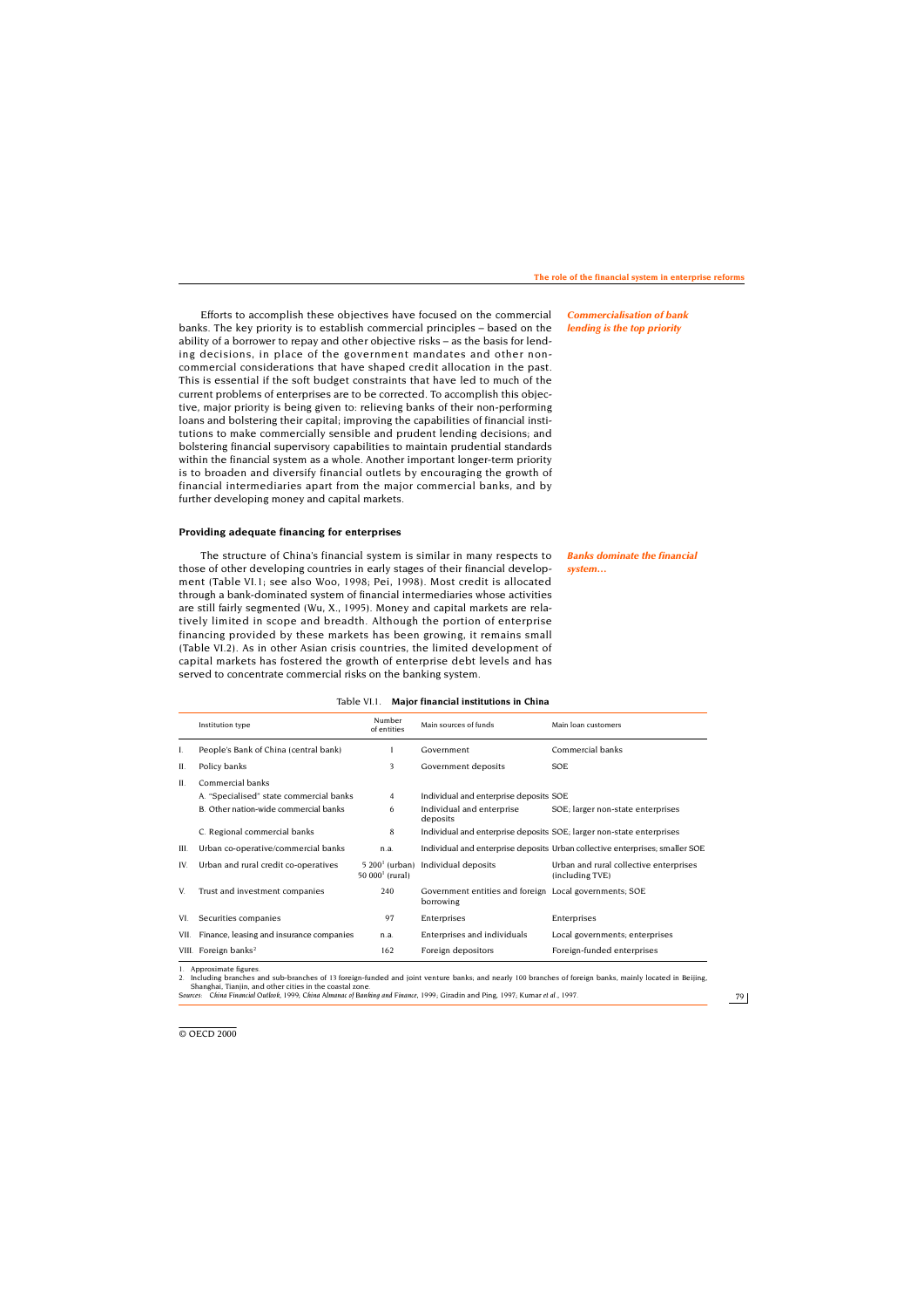Efforts to accomplish these objectives have focused on the commercial banks. The key priority is to establish commercial principles – based on the ability of a borrower to repay and other objective risks – as the basis for lending decisions, in place of the government mandates and other non-commercial considerations that have shaped credit allocation in the past. This is essential if the soft budget constraints that have led to much of the current problems of enterprises are to be corrected. To accomplish this objective, major priority is being given to: relieving banks of their non-performing loans and bolstering their capital; improving the capabilities of financial institutions to make commercially sensible and prudent lending decisions; and bolstering financial supervisory capabilities to maintain prudential standards within the financial system as a whole. Another important longer-term priority is to broaden and diversify financial outlets by encouraging the growth of financial intermediaries apart from the major commercial banks, and by further developing money and capital markets.

*Commercialisation of bank lending is the top priority*

### Providing adequate financing for enterprises

The structure of China's financial system is similar in many respects to those of other developing countries in early stages of their financial development (Table VI.1; see also Woo, 1998; Pei, 1998). Most credit is allocated through a bank-dominated system of financial intermediaries whose activities are still fairly segmented (Wu, X., 1995). Money and capital markets are relatively limited in scope and breadth. Although the portion of enterprise financing provided by these markets has been growing, it remains small (Table VI.2). As in other Asian crisis countries, the limited development of capital markets has fostered the growth of enterprise debt levels and has served to concentrate commercial risks on the banking system.

*Banks dominate the financial system…*

Table VI.1. **Major financial institutions in China**

| | Institution type | Number of entities | Main sources of funds | Main loan customers |
|---|---|---|---|---|
| I. | People's Bank of China (central bank) | 1 | Government | Commercial banks |
| II. | Policy banks | 3 | Government deposits | SOE |
| II. | Commercial banks | | | |
| | A. "Specialised" state commercial banks | 4 | Individual and enterprise deposits | SOE |
| | B. Other nation-wide commercial banks | 6 | Individual and enterprise deposits | SOE; larger non-state enterprises |
| | C. Regional commercial banks | 8 | Individual and enterprise deposits | SOE; larger non-state enterprises |
| III. | Urban co-operative/commercial banks | n.a. | Individual and enterprise deposits | Urban collective enterprises; smaller SOE |
| IV. | Urban and rural credit co-operatives | 5 200[1] (urban) 50 000[1] (rural) | Individual deposits | Urban and rural collective enterprises (including TVE) |
| V. | Trust and investment companies | 240 | Government entities and foreign borrowing | Local governments; SOE |
| VI. | Securities companies | 97 | Enterprises | Enterprises |
| VII. | Finance, leasing and insurance companies | n.a. | Enterprises and individuals | Local governments; enterprises |
| VIII. | Foreign banks[2] | 162 | Foreign depositors | Foreign-funded enterprises |

1. Approximate figures.
2. Including branches and sub-branches of 13 foreign-funded and joint venture banks; and nearly 100 branches of foreign banks, mainly located in Beijing, Shanghai, Tianjin, and other cities in the coastal zone.

*Sources:* *China Financial Outlook*, 1999; *China Almanac of Banking and Finance*, 1999; Giradin and Ping, 1997; Kumar *et al.*, 1997.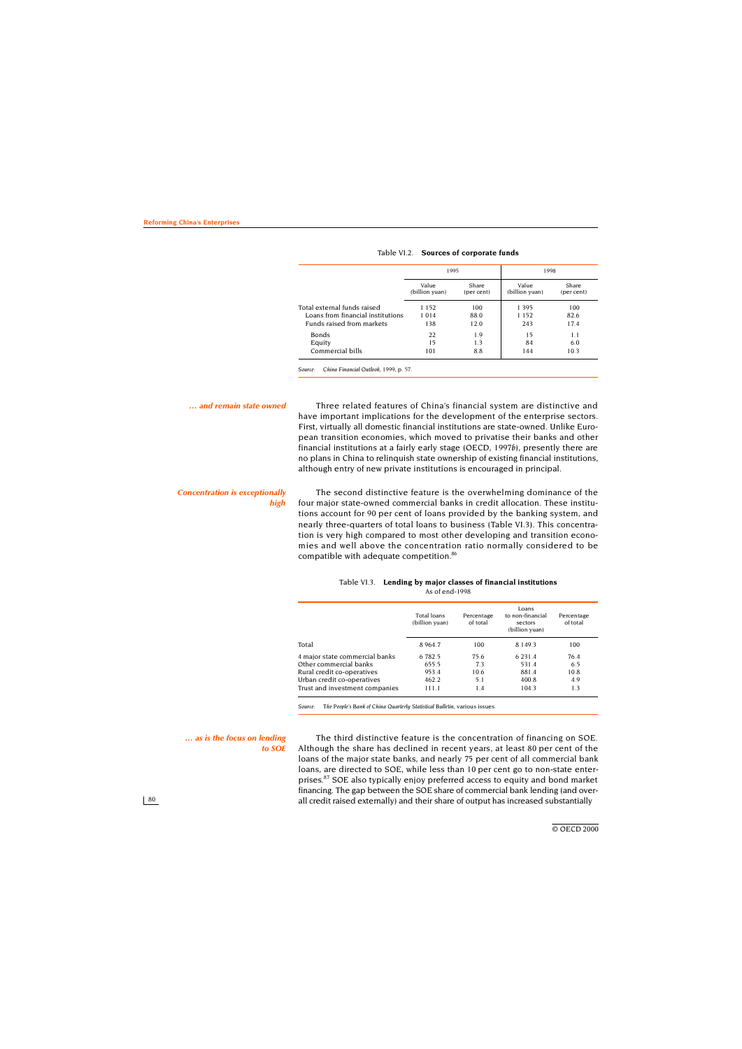Table VI.2. **Sources of corporate funds**

| | 1995 | | 1998 | |
|---|---|---|---|---|
| | Value (billion yuan) | Share (per cent) | Value (billion yuan) | Share (per cent) |
| Total external funds raised | 1 152 | 100 | 1 395 | 100 |
| Loans from financial institutions | 1 014 | 88.0 | 1 152 | 82.6 |
| Funds raised from markets | 138 | 12.0 | 243 | 17.4 |
| Bonds | 22 | 1.9 | 15 | 1.1 |
| Equity | 15 | 1.3 | 84 | 6.0 |
| Commercial bills | 101 | 8.8 | 144 | 10.3 |

*Source:* *China Financial Outlook*, 1999, p. 57.

***… and remain state owned***

Three related features of China's financial system are distinctive and have important implications for the development of the enterprise sectors. First, virtually all domestic financial institutions are state-owned. Unlike European transition economies, which moved to privatise their banks and other financial institutions at a fairly early stage (OECD, 1997*b*), presently there are no plans in China to relinquish state ownership of existing financial institutions, although entry of new private institutions is encouraged in principal.

***Concentration is exceptionally high***

The second distinctive feature is the overwhelming dominance of the four major state-owned commercial banks in credit allocation. These institutions account for 90 per cent of loans provided by the banking system, and nearly three-quarters of total loans to business (Table VI.3). This concentration is very high compared to most other developing and transition economies and well above the concentration ratio normally considered to be compatible with adequate competition.[86]

Table VI.3. **Lending by major classes of financial institutions**
As of end-1998

| | Total loans (billion yuan) | Percentage of total | Loans to non-financial sectors (billion yuan) | Percentage of total |
|---|---|---|---|---|
| Total | 8 964.7 | 100 | 8 149.3 | 100 |
| 4 major state commercial banks | 6 782.5 | 75.6 | 6 231.4 | 76.4 |
| Other commercial banks | 655.5 | 7.3 | 531.4 | 6.5 |
| Rural credit co-operatives | 953.4 | 10.6 | 881.4 | 10.8 |
| Urban credit co-operatives | 462.2 | 5.1 | 400.8 | 4.9 |
| Trust and investment companies | 111.1 | 1.4 | 104.3 | 1.3 |

*Source:* *The People's Bank of China Quarterly Statistical Bulletin*, various issues.

***… as is the focus on lending to SOE***

The third distinctive feature is the concentration of financing on SOE. Although the share has declined in recent years, at least 80 per cent of the loans of the major state banks, and nearly 75 per cent of all commercial bank loans, are directed to SOE, while less than 10 per cent go to non-state enterprises.[87] SOE also typically enjoy preferred access to equity and bond market financing. The gap between the SOE share of commercial bank lending (and overall credit raised externally) and their share of output has increased substantially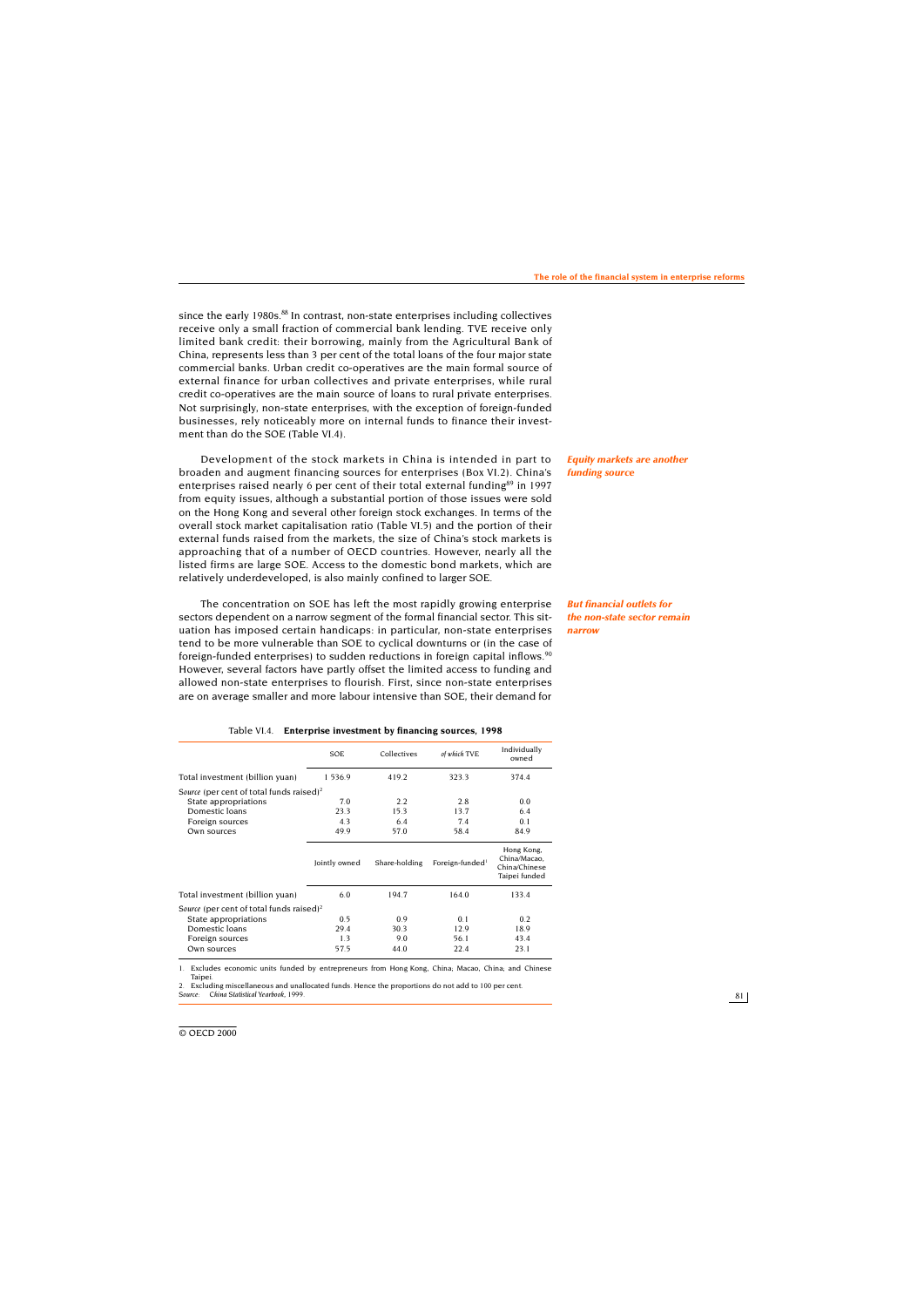since the early 1980s.[88] In contrast, non-state enterprises including collectives receive only a small fraction of commercial bank lending. TVE receive only limited bank credit: their borrowing, mainly from the Agricultural Bank of China, represents less than 3 per cent of the total loans of the four major state commercial banks. Urban credit co-operatives are the main formal source of external finance for urban collectives and private enterprises, while rural credit co-operatives are the main source of loans to rural private enterprises. Not surprisingly, non-state enterprises, with the exception of foreign-funded businesses, rely noticeably more on internal funds to finance their investment than do the SOE (Table VI.4).

***Equity markets are another funding source***

Development of the stock markets in China is intended in part to broaden and augment financing sources for enterprises (Box VI.2). China's enterprises raised nearly 6 per cent of their total external funding[89] in 1997 from equity issues, although a substantial portion of those issues were sold on the Hong Kong and several other foreign stock exchanges. In terms of the overall stock market capitalisation ratio (Table VI.5) and the portion of their external funds raised from the markets, the size of China's stock markets is approaching that of a number of OECD countries. However, nearly all the listed firms are large SOE. Access to the domestic bond markets, which are relatively underdeveloped, is also mainly confined to larger SOE.

***But financial outlets for the non-state sector remain narrow***

The concentration on SOE has left the most rapidly growing enterprise sectors dependent on a narrow segment of the formal financial sector. This situation has imposed certain handicaps: in particular, non-state enterprises tend to be more vulnerable than SOE to cyclical downturns or (in the case of foreign-funded enterprises) to sudden reductions in foreign capital inflows.[90] However, several factors have partly offset the limited access to funding and allowed non-state enterprises to flourish. First, since non-state enterprises are on average smaller and more labour intensive than SOE, their demand for

Table VI.4. **Enterprise investment by financing sources, 1998**

| | SOE | Collectives | *of which* TVE | Individually owned |
|---|---|---|---|---|
| Total investment (billion yuan) | 1 536.9 | 419.2 | 323.3 | 374.4 |
| *Source* (per cent of total funds raised)[2] | | | | |
| State appropriations | 7.0 | 2.2 | 2.8 | 0.0 |
| Domestic loans | 23.3 | 15.3 | 13.7 | 6.4 |
| Foreign sources | 4.3 | 6.4 | 7.4 | 0.1 |
| Own sources | 49.9 | 57.0 | 58.4 | 84.9 |
| | **Jointly owned** | **Share-holding** | **Foreign-funded[1]** | **Hong Kong, China/Macao, China/Chinese Taipei funded** |
| Total investment (billion yuan) | 6.0 | 194.7 | 164.0 | 133.4 |
| *Source* (per cent of total funds raised)[2] | | | | |
| State appropriations | 0.5 | 0.9 | 0.1 | 0.2 |
| Domestic loans | 29.4 | 30.3 | 12.9 | 18.9 |
| Foreign sources | 1.3 | 9.0 | 56.1 | 43.4 |
| Own sources | 57.5 | 44.0 | 22.4 | 23.1 |

1. Excludes economic units funded by entrepreneurs from Hong Kong, China, Macao, China; and Chinese Taipei.
2. Excluding miscellaneous and unallocated funds. Hence the proportions do not add to 100 per cent.
*Source:* *China Statistical Yearbook*, 1999.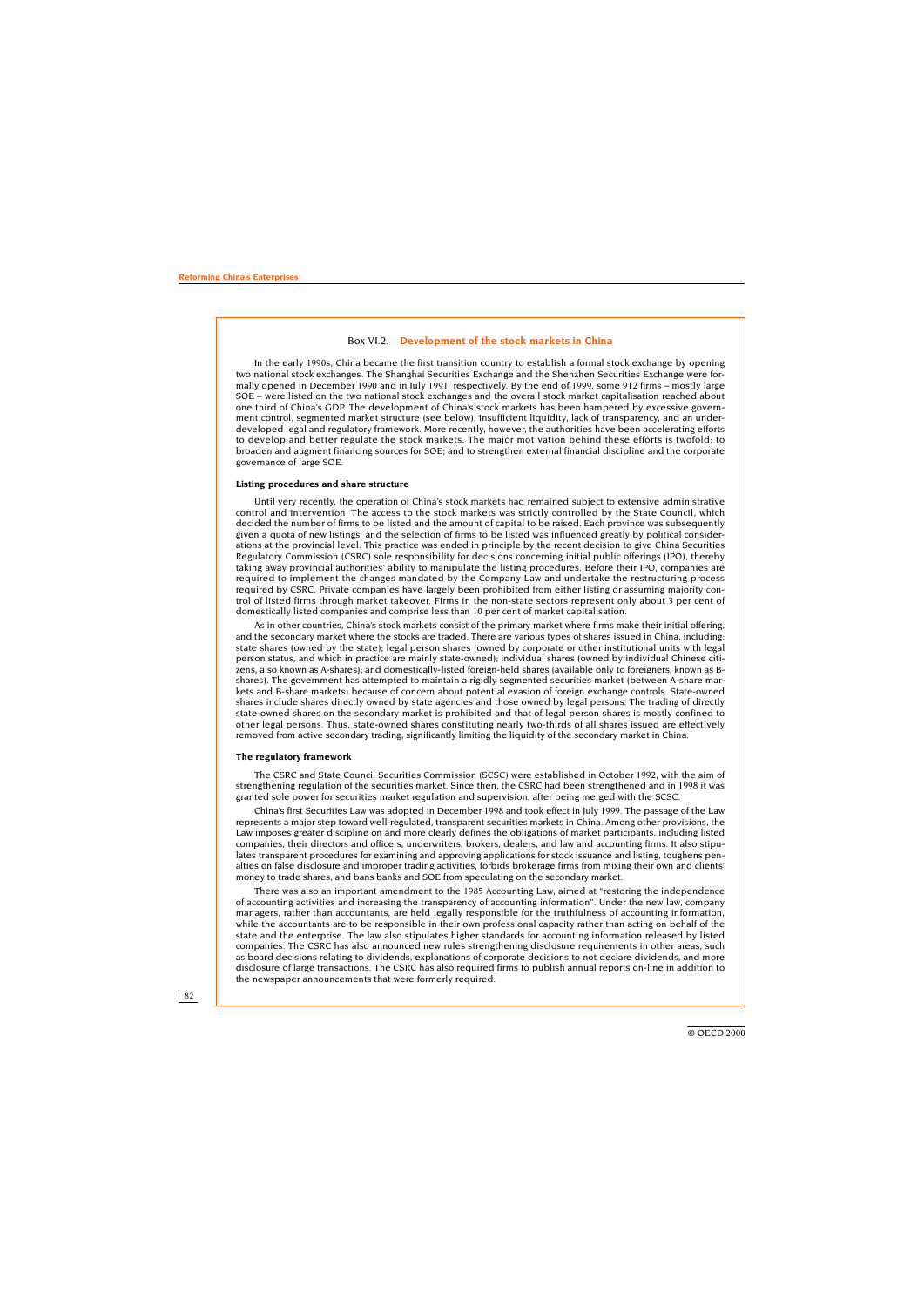### Box VI.2. Development of the stock markets in China

In the early 1990s, China became the first transition country to establish a formal stock exchange by opening two national stock exchanges. The Shanghai Securities Exchange and the Shenzhen Securities Exchange were formally opened in December 1990 and in July 1991, respectively. By the end of 1999, some 912 firms – mostly large SOE – were listed on the two national stock exchanges and the overall stock market capitalisation reached about one third of China's GDP. The development of China's stock markets has been hampered by excessive government control, segmented market structure (see below), insufficient liquidity, lack of transparency, and an underdeveloped legal and regulatory framework. More recently, however, the authorities have been accelerating efforts to develop and better regulate the stock markets. The major motivation behind these efforts is twofold: to broaden and augment financing sources for SOE; and to strengthen external financial discipline and the corporate governance of large SOE.

**Listing procedures and share structure**

Until very recently, the operation of China's stock markets had remained subject to extensive administrative control and intervention. The access to the stock markets was strictly controlled by the State Council, which decided the number of firms to be listed and the amount of capital to be raised. Each province was subsequently given a quota of new listings, and the selection of firms to be listed was influenced greatly by political considerations at the provincial level. This practice was ended in principle by the recent decision to give China Securities Regulatory Commission (CSRC) sole responsibility for decisions concerning initial public offerings (IPO), thereby taking away provincial authorities' ability to manipulate the listing procedures. Before their IPO, companies are required to implement the changes mandated by the Company Law and undertake the restructuring process required by CSRC. Private companies have largely been prohibited from either listing or assuming majority control of listed firms through market takeover. Firms in the non-state sectors represent only about 3 per cent of domestically listed companies and comprise less than 10 per cent of market capitalisation.

As in other countries, China's stock markets consist of the primary market where firms make their initial offering, and the secondary market where the stocks are traded. There are various types of shares issued in China, including: state shares (owned by the state); legal person shares (owned by corporate or other institutional units with legal person status, and which in practice are mainly state-owned); individual shares (owned by individual Chinese citizens, also known as A-shares); and domestically-listed foreign-held shares (available only to foreigners, known as B-shares). The government has attempted to maintain a rigidly segmented securities market (between A-share markets and B-share markets) because of concern about potential evasion of foreign exchange controls. State-owned shares include shares directly owned by state agencies and those owned by legal persons. The trading of directly state-owned shares on the secondary market is prohibited and that of legal person shares is mostly confined to other legal persons. Thus, state-owned shares constituting nearly two-thirds of all shares issued are effectively removed from active secondary trading, significantly limiting the liquidity of the secondary market in China.

**The regulatory framework**

The CSRC and State Council Securities Commission (SCSC) were established in October 1992, with the aim of strengthening regulation of the securities market. Since then, the CSRC had been strengthened and in 1998 it was granted sole power for securities market regulation and supervision, after being merged with the SCSC.

China's first Securities Law was adopted in December 1998 and took effect in July 1999. The passage of the Law represents a major step toward well-regulated, transparent securities markets in China. Among other provisions, the Law imposes greater discipline on and more clearly defines the obligations of market participants, including listed companies, their directors and officers, underwriters, brokers, dealers, and law and accounting firms. It also stipulates transparent procedures for examining and approving applications for stock issuance and listing, toughens penalties on false disclosure and improper trading activities, forbids brokerage firms from mixing their own and clients' money to trade shares, and bans banks and SOE from speculating on the secondary market.

There was also an important amendment to the 1985 Accounting Law, aimed at "restoring the independence of accounting activities and increasing the transparency of accounting information". Under the new law, company managers, rather than accountants, are held legally responsible for the truthfulness of accounting information, while the accountants are to be responsible in their own professional capacity rather than acting on behalf of the state and the enterprise. The law also stipulates higher standards for accounting information released by listed companies. The CSRC has also announced new rules strengthening disclosure requirements in other areas, such as board decisions relating to dividends, explanations of corporate decisions to not declare dividends, and more disclosure of large transactions. The CSRC has also required firms to publish annual reports on-line in addition to the newspaper announcements that were formerly required.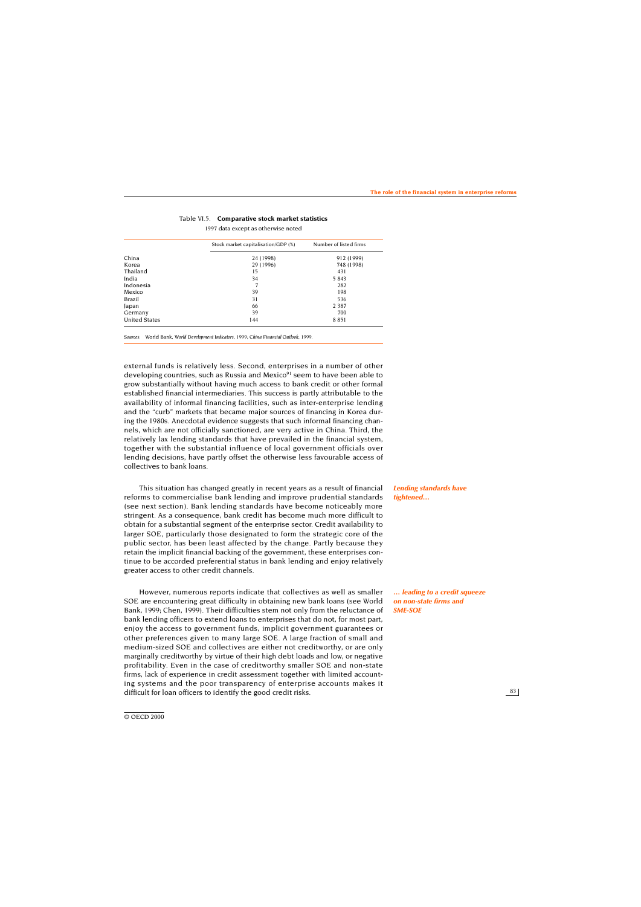Table VI.5. **Comparative stock market statistics**

1997 data except as otherwise noted

| | Stock market capitalisation/GDP (%) | Number of listed firms |
|---|---|---|
| China | 24 (1998) | 912 (1999) |
| Korea | 29 (1996) | 748 (1998) |
| Thailand | 15 | 431 |
| India | 34 | 5 843 |
| Indonesia | 7 | 282 |
| Mexico | 39 | 198 |
| Brazil | 31 | 536 |
| Japan | 66 | 2 387 |
| Germany | 39 | 700 |
| United States | 144 | 8 851 |

*Sources:* World Bank, *World Development Indicators*, 1999; *China Financial Outlook*, 1999.

external funds is relatively less. Second, enterprises in a number of other developing countries, such as Russia and Mexico[91] seem to have been able to grow substantially without having much access to bank credit or other formal established financial intermediaries. This success is partly attributable to the availability of informal financing facilities, such as inter-enterprise lending and the "curb" markets that became major sources of financing in Korea during the 1980s. Anecdotal evidence suggests that such informal financing channels, which are not officially sanctioned, are very active in China. Third, the relatively lax lending standards that have prevailed in the financial system, together with the substantial influence of local government officials over lending decisions, have partly offset the otherwise less favourable access of collectives to bank loans.

*Lending standards have tightened...*

This situation has changed greatly in recent years as a result of financial reforms to commercialise bank lending and improve prudential standards (see next section). Bank lending standards have become noticeably more stringent. As a consequence, bank credit has become much more difficult to obtain for a substantial segment of the enterprise sector. Credit availability to larger SOE, particularly those designated to form the strategic core of the public sector, has been least affected by the change. Partly because they retain the implicit financial backing of the government, these enterprises continue to be accorded preferential status in bank lending and enjoy relatively greater access to other credit channels.

*... leading to a credit squeeze on non-state firms and SME-SOE*

However, numerous reports indicate that collectives as well as smaller SOE are encountering great difficulty in obtaining new bank loans (see World Bank, 1999; Chen, 1999). Their difficulties stem not only from the reluctance of bank lending officers to extend loans to enterprises that do not, for most part, enjoy the access to government funds, implicit government guarantees or other preferences given to many large SOE. A large fraction of small and medium-sized SOE and collectives are either not creditworthy, or are only marginally creditworthy by virtue of their high debt loads and low, or negative profitability. Even in the case of creditworthy smaller SOE and non-state firms, lack of experience in credit assessment together with limited accounting systems and the poor transparency of enterprise accounts makes it difficult for loan officers to identify the good credit risks.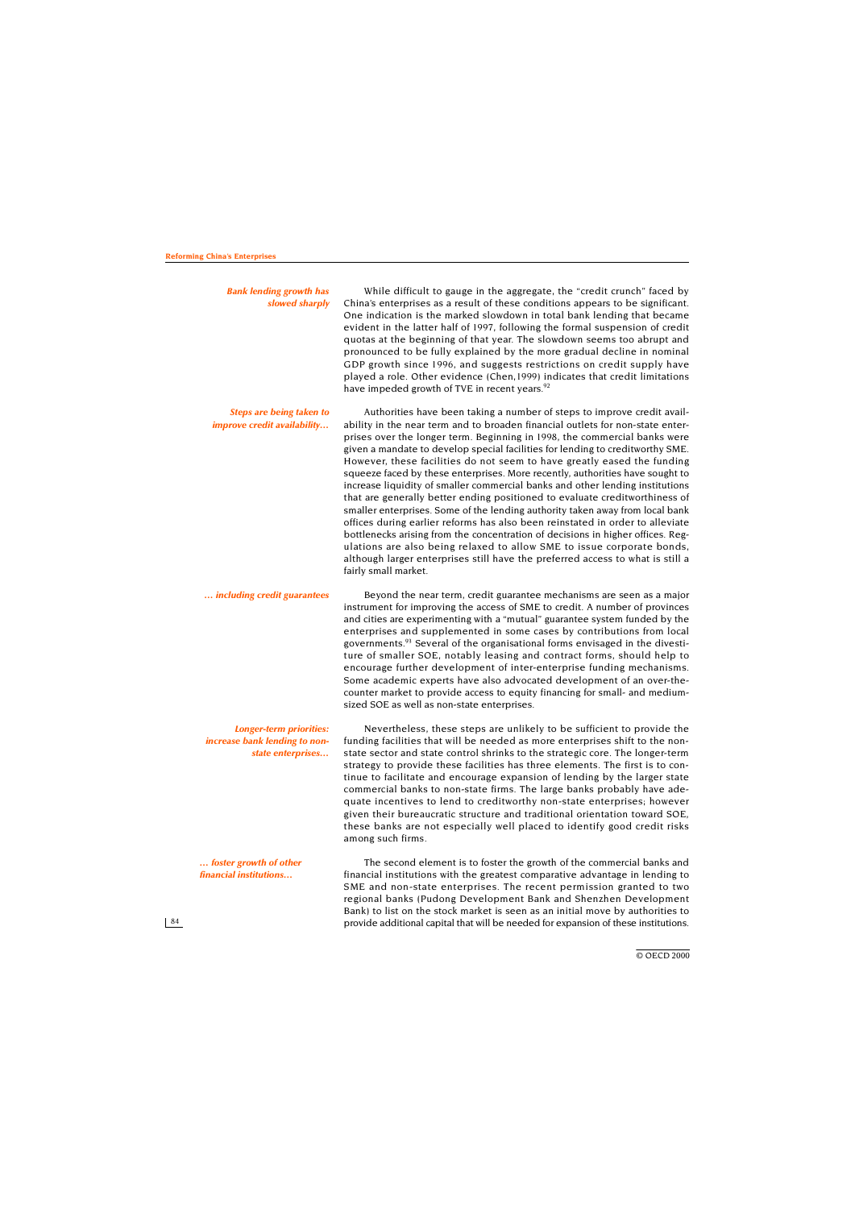*Bank lending growth has slowed sharply*

While difficult to gauge in the aggregate, the "credit crunch" faced by China's enterprises as a result of these conditions appears to be significant. One indication is the marked slowdown in total bank lending that became evident in the latter half of 1997, following the formal suspension of credit quotas at the beginning of that year. The slowdown seems too abrupt and pronounced to be fully explained by the more gradual decline in nominal GDP growth since 1996, and suggests restrictions on credit supply have played a role. Other evidence (Chen,1999) indicates that credit limitations have impeded growth of TVE in recent years.[92]

*Steps are being taken to improve credit availability...*

Authorities have been taking a number of steps to improve credit availability in the near term and to broaden financial outlets for non-state enterprises over the longer term. Beginning in 1998, the commercial banks were given a mandate to develop special facilities for lending to creditworthy SME. However, these facilities do not seem to have greatly eased the funding squeeze faced by these enterprises. More recently, authorities have sought to increase liquidity of smaller commercial banks and other lending institutions that are generally better ending positioned to evaluate creditworthiness of smaller enterprises. Some of the lending authority taken away from local bank offices during earlier reforms has also been reinstated in order to alleviate bottlenecks arising from the concentration of decisions in higher offices. Regulations are also being relaxed to allow SME to issue corporate bonds, although larger enterprises still have the preferred access to what is still a fairly small market.

*... including credit guarantees*

Beyond the near term, credit guarantee mechanisms are seen as a major instrument for improving the access of SME to credit. A number of provinces and cities are experimenting with a "mutual" guarantee system funded by the enterprises and supplemented in some cases by contributions from local governments.[93] Several of the organisational forms envisaged in the divestiture of smaller SOE, notably leasing and contract forms, should help to encourage further development of inter-enterprise funding mechanisms. Some academic experts have also advocated development of an over-the-counter market to provide access to equity financing for small- and medium-sized SOE as well as non-state enterprises.

*Longer-term priorities: increase bank lending to non-state enterprises...*

Nevertheless, these steps are unlikely to be sufficient to provide the funding facilities that will be needed as more enterprises shift to the non-state sector and state control shrinks to the strategic core. The longer-term strategy to provide these facilities has three elements. The first is to continue to facilitate and encourage expansion of lending by the larger state commercial banks to non-state firms. The large banks probably have adequate incentives to lend to creditworthy non-state enterprises; however given their bureaucratic structure and traditional orientation toward SOE, these banks are not especially well placed to identify good credit risks among such firms.

*... foster growth of other financial institutions...*

The second element is to foster the growth of the commercial banks and financial institutions with the greatest comparative advantage in lending to SME and non-state enterprises. The recent permission granted to two regional banks (Pudong Development Bank and Shenzhen Development Bank) to list on the stock market is seen as an initial move by authorities to provide additional capital that will be needed for expansion of these institutions.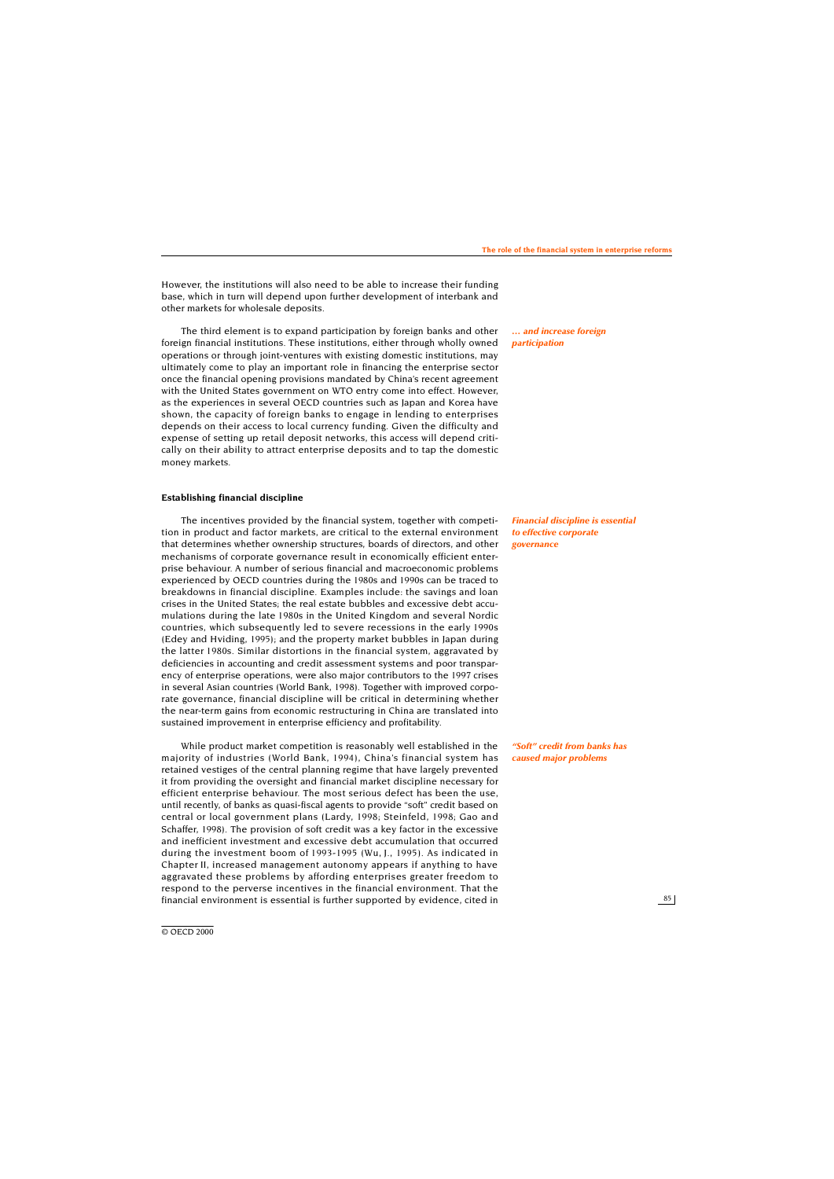However, the institutions will also need to be able to increase their funding base, which in turn will depend upon further development of interbank and other markets for wholesale deposits.

*… and increase foreign participation*

The third element is to expand participation by foreign banks and other foreign financial institutions. These institutions, either through wholly owned operations or through joint-ventures with existing domestic institutions, may ultimately come to play an important role in financing the enterprise sector once the financial opening provisions mandated by China's recent agreement with the United States government on WTO entry come into effect. However, as the experiences in several OECD countries such as Japan and Korea have shown, the capacity of foreign banks to engage in lending to enterprises depends on their access to local currency funding. Given the difficulty and expense of setting up retail deposit networks, this access will depend critically on their ability to attract enterprise deposits and to tap the domestic money markets.

### Establishing financial discipline

*Financial discipline is essential to effective corporate governance*

The incentives provided by the financial system, together with competition in product and factor markets, are critical to the external environment that determines whether ownership structures, boards of directors, and other mechanisms of corporate governance result in economically efficient enterprise behaviour. A number of serious financial and macroeconomic problems experienced by OECD countries during the 1980s and 1990s can be traced to breakdowns in financial discipline. Examples include: the savings and loan crises in the United States; the real estate bubbles and excessive debt accumulations during the late 1980s in the United Kingdom and several Nordic countries, which subsequently led to severe recessions in the early 1990s (Edey and Hviding, 1995); and the property market bubbles in Japan during the latter 1980s. Similar distortions in the financial system, aggravated by deficiencies in accounting and credit assessment systems and poor transparency of enterprise operations, were also major contributors to the 1997 crises in several Asian countries (World Bank, 1998). Together with improved corporate governance, financial discipline will be critical in determining whether the near-term gains from economic restructuring in China are translated into sustained improvement in enterprise efficiency and profitability.

*"Soft" credit from banks has caused major problems*

While product market competition is reasonably well established in the majority of industries (World Bank, 1994), China's financial system has retained vestiges of the central planning regime that have largely prevented it from providing the oversight and financial market discipline necessary for efficient enterprise behaviour. The most serious defect has been the use, until recently, of banks as quasi-fiscal agents to provide "soft" credit based on central or local government plans (Lardy, 1998; Steinfeld, 1998; Gao and Schaffer, 1998). The provision of soft credit was a key factor in the excessive and inefficient investment and excessive debt accumulation that occurred during the investment boom of 1993-1995 (Wu, J., 1995). As indicated in Chapter II, increased management autonomy appears if anything to have aggravated these problems by affording enterprises greater freedom to respond to the perverse incentives in the financial environment. That the financial environment is essential is further supported by evidence, cited in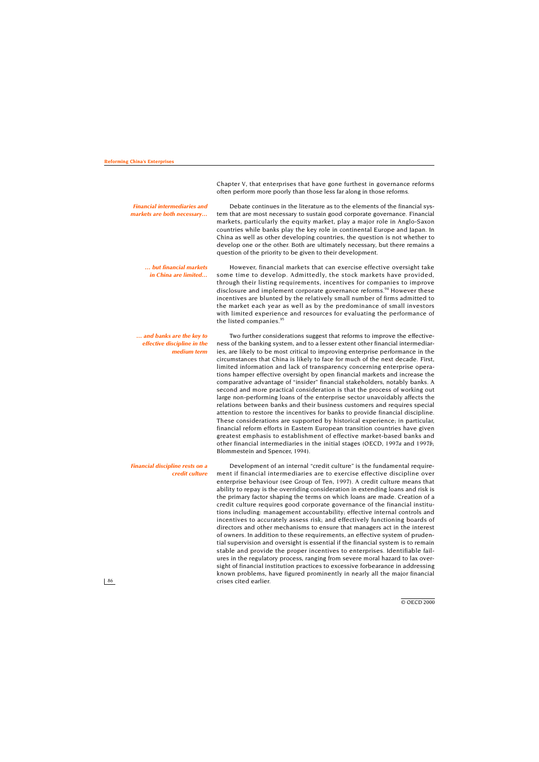Chapter V, that enterprises that have gone furthest in governance reforms often perform more poorly than those less far along in those reforms.

***Financial intermediaries and markets are both necessary…***

Debate continues in the literature as to the elements of the financial system that are most necessary to sustain good corporate governance. Financial markets, particularly the equity market, play a major role in Anglo-Saxon countries while banks play the key role in continental Europe and Japan. In China as well as other developing countries, the question is not whether to develop one or the other. Both are ultimately necessary, but there remains a question of the priority to be given to their development.

***… but financial markets in China are limited…***

However, financial markets that can exercise effective oversight take some time to develop. Admittedly, the stock markets have provided, through their listing requirements, incentives for companies to improve disclosure and implement corporate governance reforms.[94] However these incentives are blunted by the relatively small number of firms admitted to the market each year as well as by the predominance of small investors with limited experience and resources for evaluating the performance of the listed companies.[95]

***… and banks are the key to effective discipline in the medium term***

Two further considerations suggest that reforms to improve the effectiveness of the banking system, and to a lesser extent other financial intermediaries, are likely to be most critical to improving enterprise performance in the circumstances that China is likely to face for much of the next decade. First, limited information and lack of transparency concerning enterprise operations hamper effective oversight by open financial markets and increase the comparative advantage of "insider" financial stakeholders, notably banks. A second and more practical consideration is that the process of working out large non-performing loans of the enterprise sector unavoidably affects the relations between banks and their business customers and requires special attention to restore the incentives for banks to provide financial discipline. These considerations are supported by historical experience; in particular, financial reform efforts in Eastern European transition countries have given greatest emphasis to establishment of effective market-based banks and other financial intermediaries in the initial stages (OECD, 1997*a* and 1997*b*; Blommestein and Spencer, 1994).

***Financial discipline rests on a credit culture***

Development of an internal "credit culture" is the fundamental requirement if financial intermediaries are to exercise effective discipline over enterprise behaviour (see Group of Ten, 1997). A credit culture means that ability to repay is the overriding consideration in extending loans and risk is the primary factor shaping the terms on which loans are made. Creation of a credit culture requires good corporate governance of the financial institutions including: management accountability; effective internal controls and incentives to accurately assess risk; and effectively functioning boards of directors and other mechanisms to ensure that managers act in the interest of owners. In addition to these requirements, an effective system of prudential supervision and oversight is essential if the financial system is to remain stable and provide the proper incentives to enterprises. Identifiable failures in the regulatory process, ranging from severe moral hazard to lax oversight of financial institution practices to excessive forbearance in addressing known problems, have figured prominently in nearly all the major financial crises cited earlier.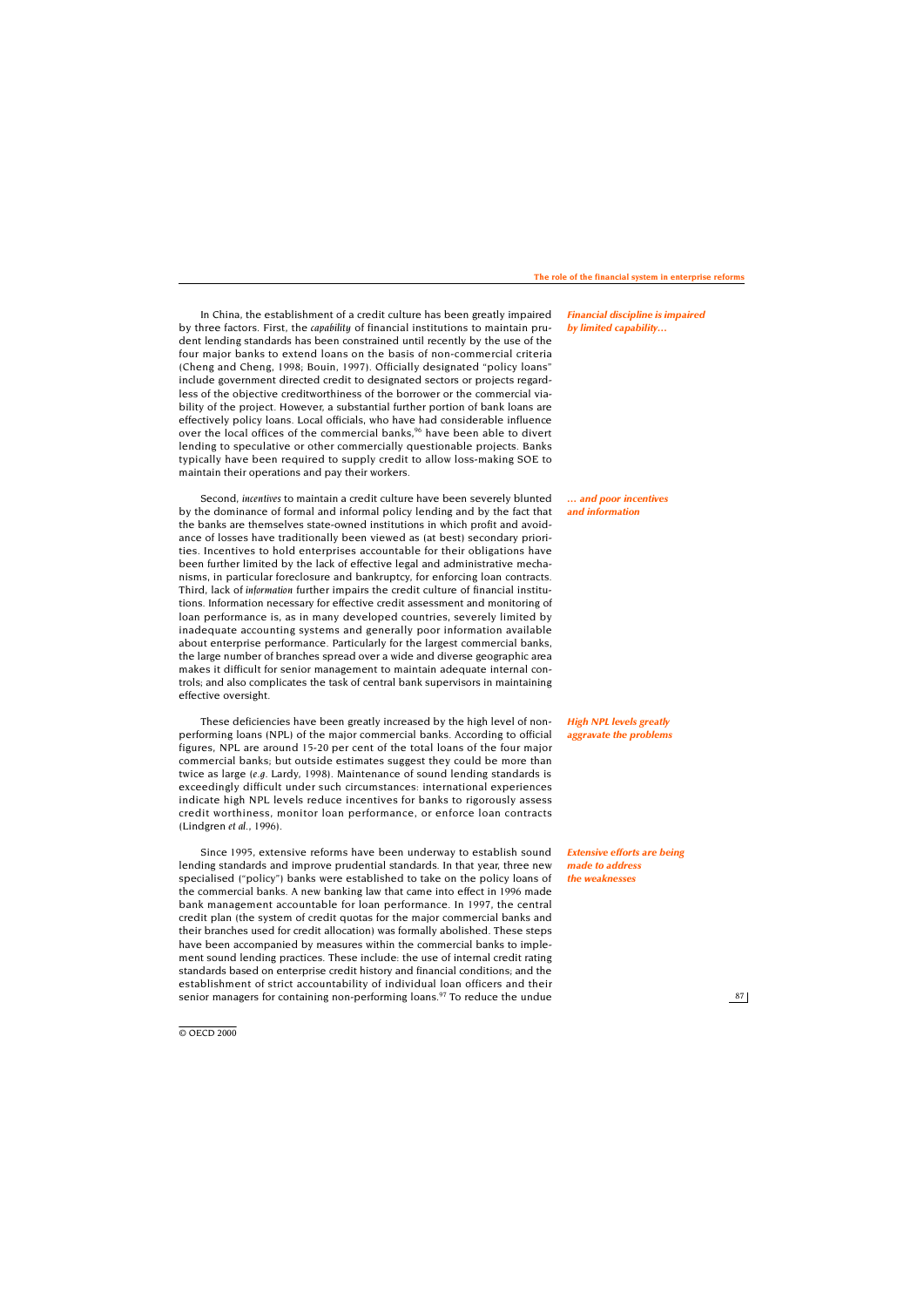In China, the establishment of a credit culture has been greatly impaired by three factors. First, the *capability* of financial institutions to maintain prudent lending standards has been constrained until recently by the use of the four major banks to extend loans on the basis of non-commercial criteria (Cheng and Cheng, 1998; Bouin, 1997). Officially designated "policy loans" include government directed credit to designated sectors or projects regardless of the objective creditworthiness of the borrower or the commercial viability of the project. However, a substantial further portion of bank loans are effectively policy loans. Local officials, who have had considerable influence over the local offices of the commercial banks,[96] have been able to divert lending to speculative or other commercially questionable projects. Banks typically have been required to supply credit to allow loss-making SOE to maintain their operations and pay their workers.

***Financial discipline is impaired by limited capability…***

Second, *incentives* to maintain a credit culture have been severely blunted by the dominance of formal and informal policy lending and by the fact that the banks are themselves state-owned institutions in which profit and avoidance of losses have traditionally been viewed as (at best) secondary priorities. Incentives to hold enterprises accountable for their obligations have been further limited by the lack of effective legal and administrative mechanisms, in particular foreclosure and bankruptcy, for enforcing loan contracts. Third, lack of *information* further impairs the credit culture of financial institutions. Information necessary for effective credit assessment and monitoring of loan performance is, as in many developed countries, severely limited by inadequate accounting systems and generally poor information available about enterprise performance. Particularly for the largest commercial banks, the large number of branches spread over a wide and diverse geographic area makes it difficult for senior management to maintain adequate internal controls; and also complicates the task of central bank supervisors in maintaining effective oversight.

***… and poor incentives and information***

These deficiencies have been greatly increased by the high level of non-performing loans (NPL) of the major commercial banks. According to official figures, NPL are around 15-20 per cent of the total loans of the four major commercial banks; but outside estimates suggest they could be more than twice as large (*e.g.* Lardy, 1998). Maintenance of sound lending standards is exceedingly difficult under such circumstances: international experiences indicate high NPL levels reduce incentives for banks to rigorously assess credit worthiness, monitor loan performance, or enforce loan contracts (Lindgren *et al.*, 1996).

***High NPL levels greatly aggravate the problems***

Since 1995, extensive reforms have been underway to establish sound lending standards and improve prudential standards. In that year, three new specialised ("policy") banks were established to take on the policy loans of the commercial banks. A new banking law that came into effect in 1996 made bank management accountable for loan performance. In 1997, the central credit plan (the system of credit quotas for the major commercial banks and their branches used for credit allocation) was formally abolished. These steps have been accompanied by measures within the commercial banks to implement sound lending practices. These include: the use of internal credit rating standards based on enterprise credit history and financial conditions; and the establishment of strict accountability of individual loan officers and their senior managers for containing non-performing loans.[97] To reduce the undue

***Extensive efforts are being made to address the weaknesses***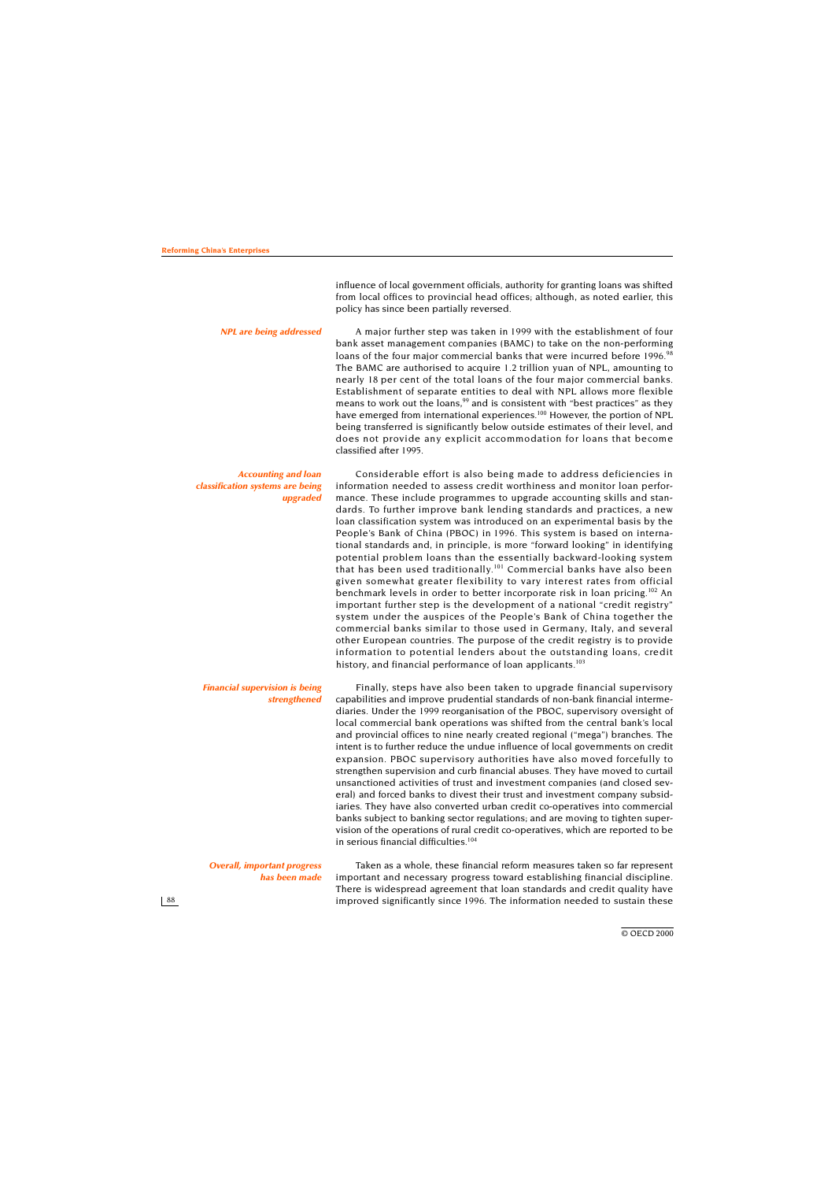influence of local government officials, authority for granting loans was shifted from local offices to provincial head offices; although, as noted earlier, this policy has since been partially reversed.

***NPL are being addressed***

A major further step was taken in 1999 with the establishment of four bank asset management companies (BAMC) to take on the non-performing loans of the four major commercial banks that were incurred before 1996.[98] The BAMC are authorised to acquire 1.2 trillion yuan of NPL, amounting to nearly 18 per cent of the total loans of the four major commercial banks. Establishment of separate entities to deal with NPL allows more flexible means to work out the loans,[99] and is consistent with "best practices" as they have emerged from international experiences.[100] However, the portion of NPL being transferred is significantly below outside estimates of their level, and does not provide any explicit accommodation for loans that become classified after 1995.

***Accounting and loan classification systems are being upgraded***

Considerable effort is also being made to address deficiencies in information needed to assess credit worthiness and monitor loan performance. These include programmes to upgrade accounting skills and standards. To further improve bank lending standards and practices, a new loan classification system was introduced on an experimental basis by the People's Bank of China (PBOC) in 1996. This system is based on international standards and, in principle, is more "forward looking" in identifying potential problem loans than the essentially backward-looking system that has been used traditionally.[101] Commercial banks have also been given somewhat greater flexibility to vary interest rates from official benchmark levels in order to better incorporate risk in loan pricing.[102] An important further step is the development of a national "credit registry" system under the auspices of the People's Bank of China together the commercial banks similar to those used in Germany, Italy, and several other European countries. The purpose of the credit registry is to provide information to potential lenders about the outstanding loans, credit history, and financial performance of loan applicants.[103]

***Financial supervision is being strengthened***

Finally, steps have also been taken to upgrade financial supervisory capabilities and improve prudential standards of non-bank financial intermediaries. Under the 1999 reorganisation of the PBOC, supervisory oversight of local commercial bank operations was shifted from the central bank's local and provincial offices to nine nearly created regional ("mega") branches. The intent is to further reduce the undue influence of local governments on credit expansion. PBOC supervisory authorities have also moved forcefully to strengthen supervision and curb financial abuses. They have moved to curtail unsanctioned activities of trust and investment companies (and closed several) and forced banks to divest their trust and investment company subsidiaries. They have also converted urban credit co-operatives into commercial banks subject to banking sector regulations; and are moving to tighten supervision of the operations of rural credit co-operatives, which are reported to be in serious financial difficulties.[104]

***Overall, important progress has been made***

Taken as a whole, these financial reform measures taken so far represent important and necessary progress toward establishing financial discipline. There is widespread agreement that loan standards and credit quality have improved significantly since 1996. The information needed to sustain these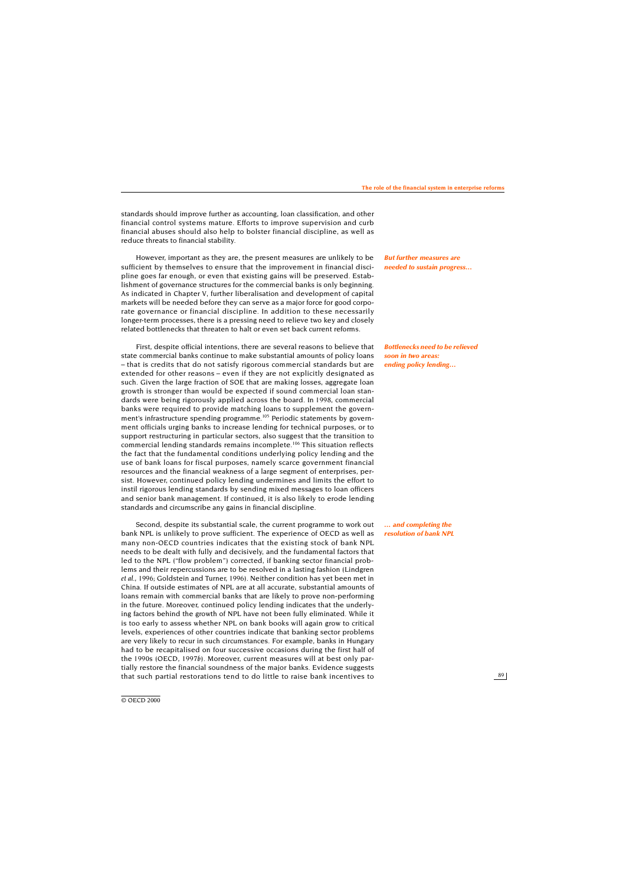standards should improve further as accounting, loan classification, and other financial control systems mature. Efforts to improve supervision and curb financial abuses should also help to bolster financial discipline, as well as reduce threats to financial stability.

***But further measures are needed to sustain progress…***

However, important as they are, the present measures are unlikely to be sufficient by themselves to ensure that the improvement in financial discipline goes far enough, or even that existing gains will be preserved. Establishment of governance structures for the commercial banks is only beginning. As indicated in Chapter V, further liberalisation and development of capital markets will be needed before they can serve as a major force for good corporate governance or financial discipline. In addition to these necessarily longer-term processes, there is a pressing need to relieve two key and closely related bottlenecks that threaten to halt or even set back current reforms.

***Bottlenecks need to be relieved soon in two areas: ending policy lending…***

First, despite official intentions, there are several reasons to believe that state commercial banks continue to make substantial amounts of policy loans – that is credits that do not satisfy rigorous commercial standards but are extended for other reasons – even if they are not explicitly designated as such. Given the large fraction of SOE that are making losses, aggregate loan growth is stronger than would be expected if sound commercial loan standards were being rigorously applied across the board. In 1998, commercial banks were required to provide matching loans to supplement the government's infrastructure spending programme.[105] Periodic statements by government officials urging banks to increase lending for technical purposes, or to support restructuring in particular sectors, also suggest that the transition to commercial lending standards remains incomplete.[106] This situation reflects the fact that the fundamental conditions underlying policy lending and the use of bank loans for fiscal purposes, namely scarce government financial resources and the financial weakness of a large segment of enterprises, persist. However, continued policy lending undermines and limits the effort to instil rigorous lending standards by sending mixed messages to loan officers and senior bank management. If continued, it is also likely to erode lending standards and circumscribe any gains in financial discipline.

***… and completing the resolution of bank NPL***

Second, despite its substantial scale, the current programme to work out bank NPL is unlikely to prove sufficient. The experience of OECD as well as many non-OECD countries indicates that the existing stock of bank NPL needs to be dealt with fully and decisively, and the fundamental factors that led to the NPL ("flow problem") corrected, if banking sector financial problems and their repercussions are to be resolved in a lasting fashion (Lindgren *et al.*, 1996; Goldstein and Turner, 1996). Neither condition has yet been met in China. If outside estimates of NPL are at all accurate, substantial amounts of loans remain with commercial banks that are likely to prove non-performing in the future. Moreover, continued policy lending indicates that the underlying factors behind the growth of NPL have not been fully eliminated. While it is too early to assess whether NPL on bank books will again grow to critical levels, experiences of other countries indicate that banking sector problems are very likely to recur in such circumstances. For example, banks in Hungary had to be recapitalised on four successive occasions during the first half of the 1990s (OECD, 1997*b*). Moreover, current measures will at best only partially restore the financial soundness of the major banks. Evidence suggests that such partial restorations tend to do little to raise bank incentives to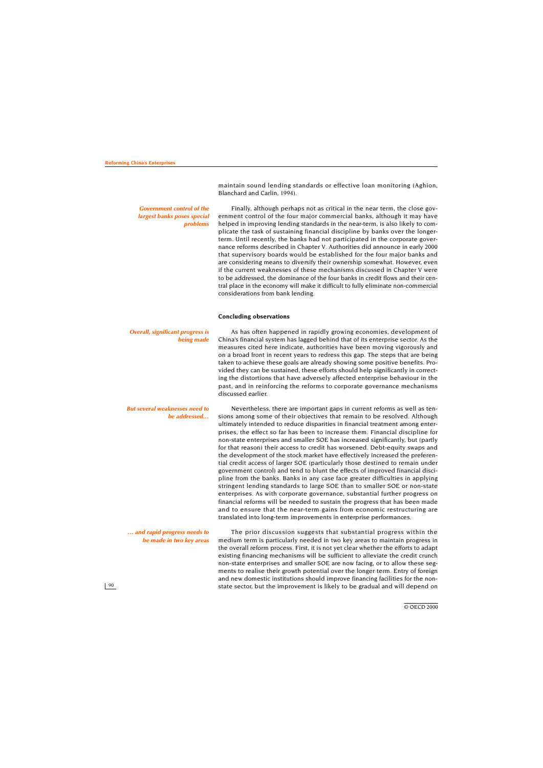maintain sound lending standards or effective loan monitoring (Aghion, Blanchard and Carlin, 1994).

*Government control of the largest banks poses special problems*

Finally, although perhaps not as critical in the near term, the close government control of the four major commercial banks, although it may have helped in improving lending standards in the near-term, is also likely to complicate the task of sustaining financial discipline by banks over the longer-term. Until recently, the banks had not participated in the corporate governance reforms described in Chapter V. Authorities did announce in early 2000 that supervisory boards would be established for the four major banks and are considering means to diversify their ownership somewhat. However, even if the current weaknesses of these mechanisms discussed in Chapter V were to be addressed, the dominance of the four banks in credit flows and their central place in the economy will make it difficult to fully eliminate non-commercial considerations from bank lending.

**Concluding observations**

*Overall, significant progress is being made*

As has often happened in rapidly growing economies, development of China's financial system has lagged behind that of its enterprise sector. As the measures cited here indicate, authorities have been moving vigorously and on a broad front in recent years to redress this gap. The steps that are being taken to achieve these goals are already showing some positive benefits. Provided they can be sustained, these efforts should help significantly in correcting the distortions that have adversely affected enterprise behaviour in the past, and in reinforcing the reforms to corporate governance mechanisms discussed earlier.

*But several weaknesses need to be addressed...*

Nevertheless, there are important gaps in current reforms as well as tensions among some of their objectives that remain to be resolved. Although ultimately intended to reduce disparities in financial treatment among enterprises, the effect so far has been to increase them. Financial discipline for non-state enterprises and smaller SOE has increased significantly, but (partly for that reason) their access to credit has worsened. Debt-equity swaps and the development of the stock market have effectively increased the preferential credit access of larger SOE (particularly those destined to remain under government control) and tend to blunt the effects of improved financial discipline from the banks. Banks in any case face greater difficulties in applying stringent lending standards to large SOE than to smaller SOE or non-state enterprises. As with corporate governance, substantial further progress on financial reforms will be needed to sustain the progress that has been made and to ensure that the near-term gains from economic restructuring are translated into long-term improvements in enterprise performances.

*... and rapid progress needs to be made in two key areas*

The prior discussion suggests that substantial progress within the medium term is particularly needed in two key areas to maintain progress in the overall reform process. First, it is not yet clear whether the efforts to adapt existing financing mechanisms will be sufficient to alleviate the credit crunch non-state enterprises and smaller SOE are now facing, or to allow these segments to realise their growth potential over the longer term. Entry of foreign and new domestic institutions should improve financing facilities for the non-state sector, but the improvement is likely to be gradual and will depend on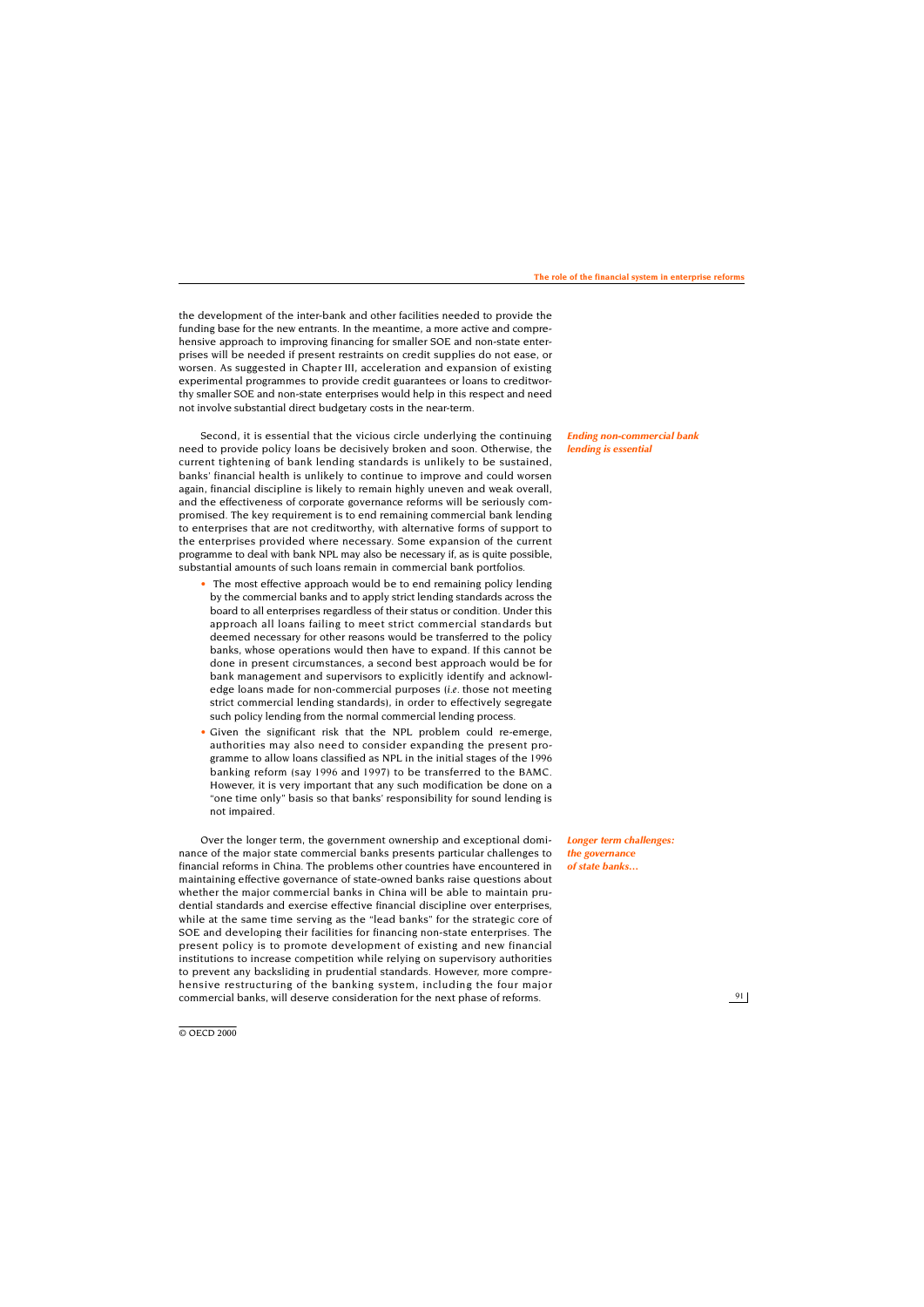the development of the inter-bank and other facilities needed to provide the funding base for the new entrants. In the meantime, a more active and comprehensive approach to improving financing for smaller SOE and non-state enterprises will be needed if present restraints on credit supplies do not ease, or worsen. As suggested in Chapter III, acceleration and expansion of existing experimental programmes to provide credit guarantees or loans to creditworthy smaller SOE and non-state enterprises would help in this respect and need not involve substantial direct budgetary costs in the near-term.

***Ending non-commercial bank lending is essential***

Second, it is essential that the vicious circle underlying the continuing need to provide policy loans be decisively broken and soon. Otherwise, the current tightening of bank lending standards is unlikely to be sustained, banks' financial health is unlikely to continue to improve and could worsen again, financial discipline is likely to remain highly uneven and weak overall, and the effectiveness of corporate governance reforms will be seriously compromised. The key requirement is to end remaining commercial bank lending to enterprises that are not creditworthy, with alternative forms of support to the enterprises provided where necessary. Some expansion of the current programme to deal with bank NPL may also be necessary if, as is quite possible, substantial amounts of such loans remain in commercial bank portfolios.

- The most effective approach would be to end remaining policy lending by the commercial banks and to apply strict lending standards across the board to all enterprises regardless of their status or condition. Under this approach all loans failing to meet strict commercial standards but deemed necessary for other reasons would be transferred to the policy banks, whose operations would then have to expand. If this cannot be done in present circumstances, a second best approach would be for bank management and supervisors to explicitly identify and acknowledge loans made for non-commercial purposes (*i.e.* those not meeting strict commercial lending standards), in order to effectively segregate such policy lending from the normal commercial lending process.
- Given the significant risk that the NPL problem could re-emerge, authorities may also need to consider expanding the present programme to allow loans classified as NPL in the initial stages of the 1996 banking reform (say 1996 and 1997) to be transferred to the BAMC. However, it is very important that any such modification be done on a "one time only" basis so that banks' responsibility for sound lending is not impaired.

***Longer term challenges: the governance of state banks...***

Over the longer term, the government ownership and exceptional dominance of the major state commercial banks presents particular challenges to financial reforms in China. The problems other countries have encountered in maintaining effective governance of state-owned banks raise questions about whether the major commercial banks in China will be able to maintain prudential standards and exercise effective financial discipline over enterprises, while at the same time serving as the "lead banks" for the strategic core of SOE and developing their facilities for financing non-state enterprises. The present policy is to promote development of existing and new financial institutions to increase competition while relying on supervisory authorities to prevent any backsliding in prudential standards. However, more comprehensive restructuring of the banking system, including the four major commercial banks, will deserve consideration for the next phase of reforms.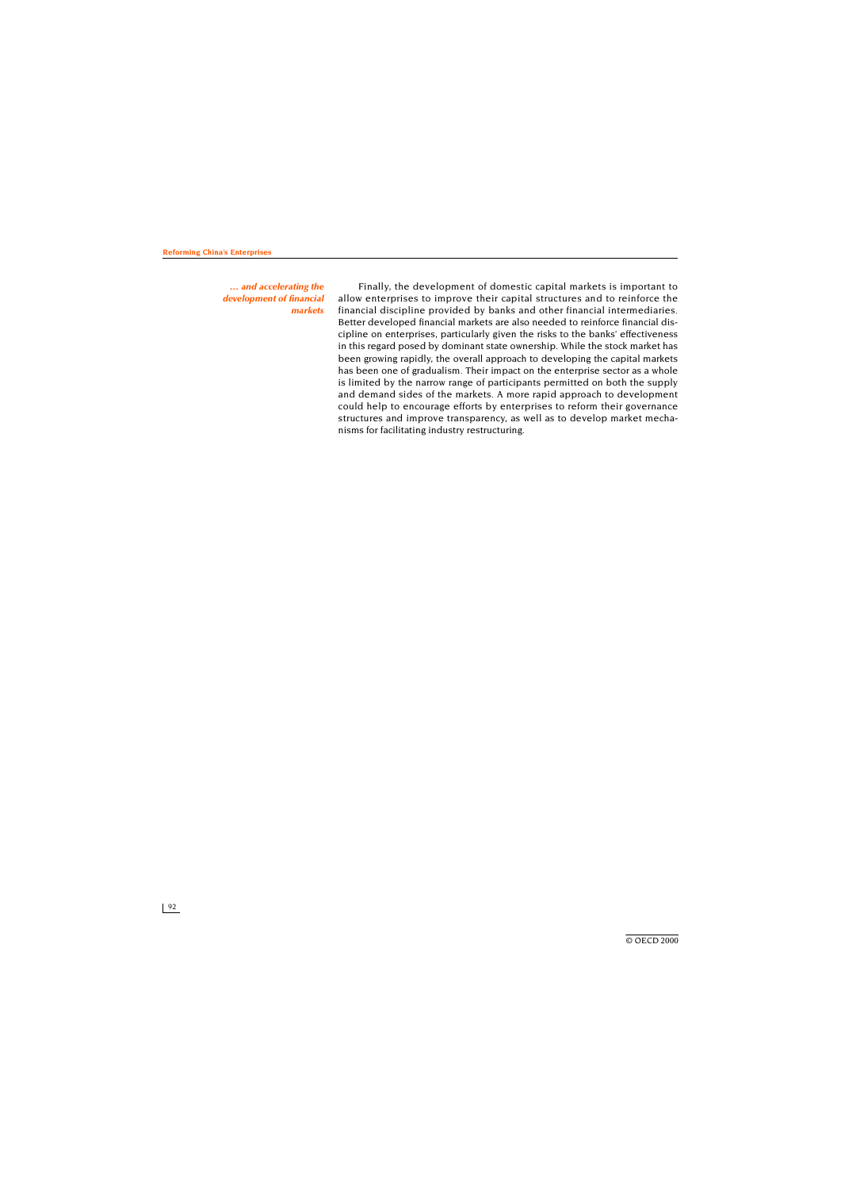*… and accelerating the development of financial markets*

Finally, the development of domestic capital markets is important to allow enterprises to improve their capital structures and to reinforce the financial discipline provided by banks and other financial intermediaries. Better developed financial markets are also needed to reinforce financial discipline on enterprises, particularly given the risks to the banks' effectiveness in this regard posed by dominant state ownership. While the stock market has been growing rapidly, the overall approach to developing the capital markets has been one of gradualism. Their impact on the enterprise sector as a whole is limited by the narrow range of participants permitted on both the supply and demand sides of the markets. A more rapid approach to development could help to encourage efforts by enterprises to reform their governance structures and improve transparency, as well as to develop market mechanisms for facilitating industry restructuring.